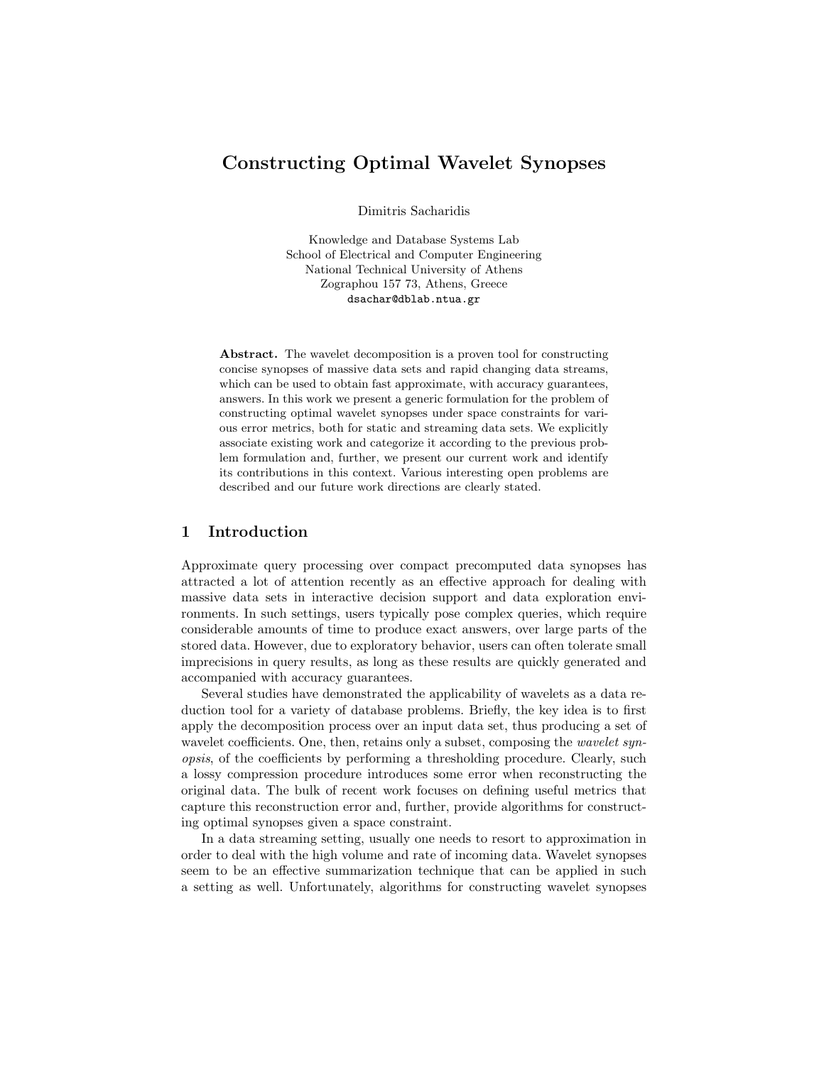# Constructing Optimal Wavelet Synopses

Dimitris Sacharidis

Knowledge and Database Systems Lab
School of Electrical and Computer Engineering
National Technical University of Athens
Zographou 157 73, Athens, Greece
dsachar@dblab.ntua.gr

**Abstract.** The wavelet decomposition is a proven tool for constructing concise synopses of massive data sets and rapid changing data streams, which can be used to obtain fast approximate, with accuracy guarantees, answers. In this work we present a generic formulation for the problem of constructing optimal wavelet synopses under space constraints for various error metrics, both for static and streaming data sets. We explicitly associate existing work and categorize it according to the previous problem formulation and, further, we present our current work and identify its contributions in this context. Various interesting open problems are described and our future work directions are clearly stated.

## 1 Introduction

Approximate query processing over compact precomputed data synopses has attracted a lot of attention recently as an effective approach for dealing with massive data sets in interactive decision support and data exploration environments. In such settings, users typically pose complex queries, which require considerable amounts of time to produce exact answers, over large parts of the stored data. However, due to exploratory behavior, users can often tolerate small imprecisions in query results, as long as these results are quickly generated and accompanied with accuracy guarantees.

Several studies have demonstrated the applicability of wavelets as a data reduction tool for a variety of database problems. Briefly, the key idea is to first apply the decomposition process over an input data set, thus producing a set of wavelet coefficients. One, then, retains only a subset, composing the *wavelet synopsis*, of the coefficients by performing a thresholding procedure. Clearly, such a lossy compression procedure introduces some error when reconstructing the original data. The bulk of recent work focuses on defining useful metrics that capture this reconstruction error and, further, provide algorithms for constructing optimal synopses given a space constraint.

In a data streaming setting, usually one needs to resort to approximation in order to deal with the high volume and rate of incoming data. Wavelet synopses seem to be an effective summarization technique that can be applied in such a setting as well. Unfortunately, algorithms for constructing wavelet synopses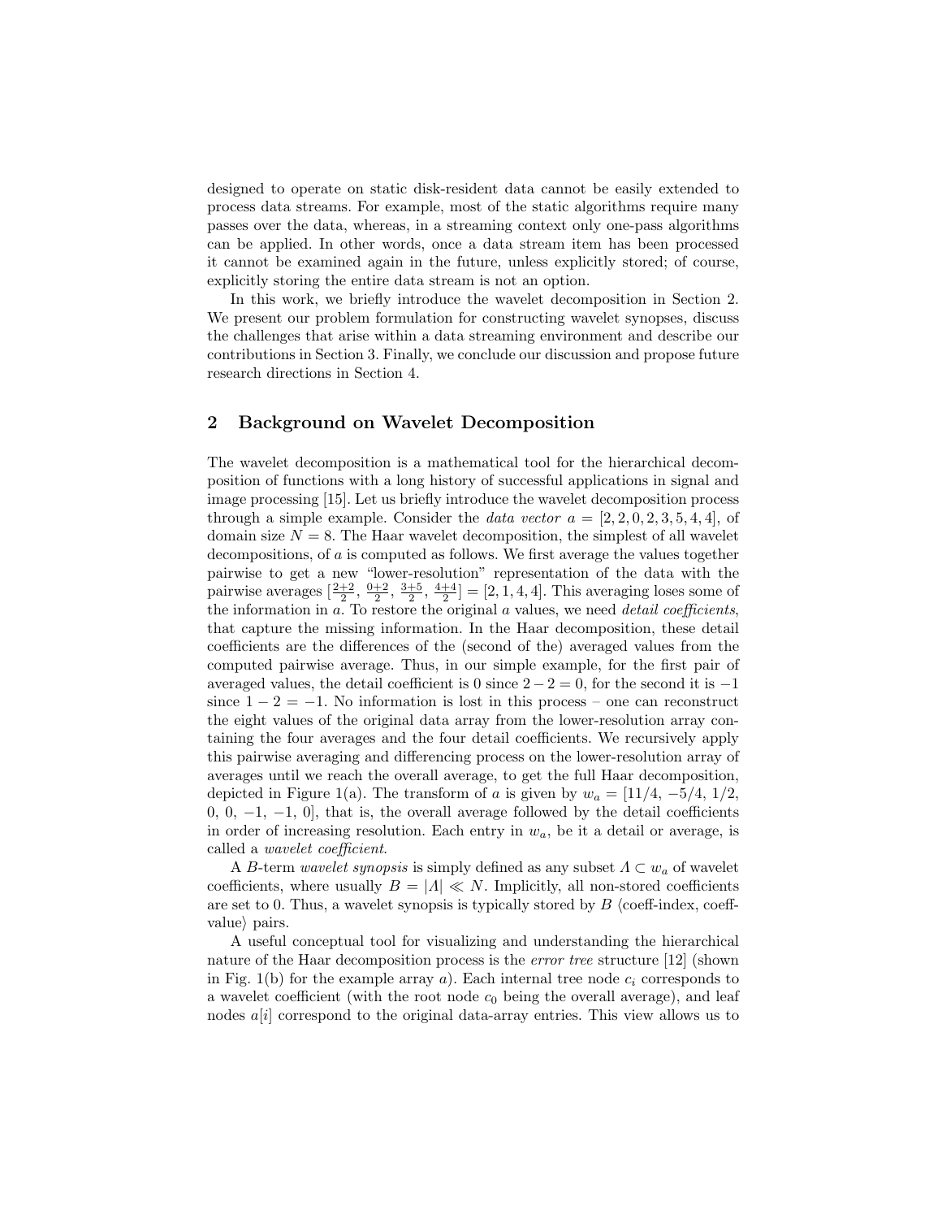designed to operate on static disk-resident data cannot be easily extended to process data streams. For example, most of the static algorithms require many passes over the data, whereas, in a streaming context only one-pass algorithms can be applied. In other words, once a data stream item has been processed it cannot be examined again in the future, unless explicitly stored; of course, explicitly storing the entire data stream is not an option.

In this work, we briefly introduce the wavelet decomposition in Section 2. We present our problem formulation for constructing wavelet synopses, discuss the challenges that arise within a data streaming environment and describe our contributions in Section 3. Finally, we conclude our discussion and propose future research directions in Section 4.

## 2 Background on Wavelet Decomposition

The wavelet decomposition is a mathematical tool for the hierarchical decomposition of functions with a long history of successful applications in signal and image processing [15]. Let us briefly introduce the wavelet decomposition process through a simple example. Consider the *data vector* $a = [2, 2, 0, 2, 3, 5, 4, 4]$, of domain size $N = 8$. The Haar wavelet decomposition, the simplest of all wavelet decompositions, of $a$ is computed as follows. We first average the values together pairwise to get a new "lower-resolution" representation of the data with the pairwise averages $[\frac{2+2}{2}, \frac{0+2}{2}, \frac{3+5}{2}, \frac{4+4}{2}] = [2, 1, 4, 4]$. This averaging loses some of the information in $a$. To restore the original $a$ values, we need *detail coefficients*, that capture the missing information. In the Haar decomposition, these detail coefficients are the differences of the (second of the) averaged values from the computed pairwise average. Thus, in our simple example, for the first pair of averaged values, the detail coefficient is 0 since $2 - 2 = 0$, for the second it is $-1$ since $1 - 2 = -1$. No information is lost in this process – one can reconstruct the eight values of the original data array from the lower-resolution array containing the four averages and the four detail coefficients. We recursively apply this pairwise averaging and differencing process on the lower-resolution array of averages until we reach the overall average, to get the full Haar decomposition, depicted in Figure 1(a). The transform of $a$ is given by $w_a = [11/4, -5/4, 1/2, 0, 0, -1, -1, 0]$, that is, the overall average followed by the detail coefficients in order of increasing resolution. Each entry in $w_a$, be it a detail or average, is called a *wavelet coefficient*.

A $B$-term *wavelet synopsis* is simply defined as any subset $\Lambda \subset w_a$ of wavelet coefficients, where usually $B = |\Lambda| \ll N$. Implicitly, all non-stored coefficients are set to 0. Thus, a wavelet synopsis is typically stored by $B$ $\langle$coeff-index, coeff-value$\rangle$ pairs.

A useful conceptual tool for visualizing and understanding the hierarchical nature of the Haar decomposition process is the *error tree* structure [12] (shown in Fig. 1(b) for the example array $a$). Each internal tree node $c_i$ corresponds to a wavelet coefficient (with the root node $c_0$ being the overall average), and leaf nodes $a[i]$ correspond to the original data-array entries. This view allows us to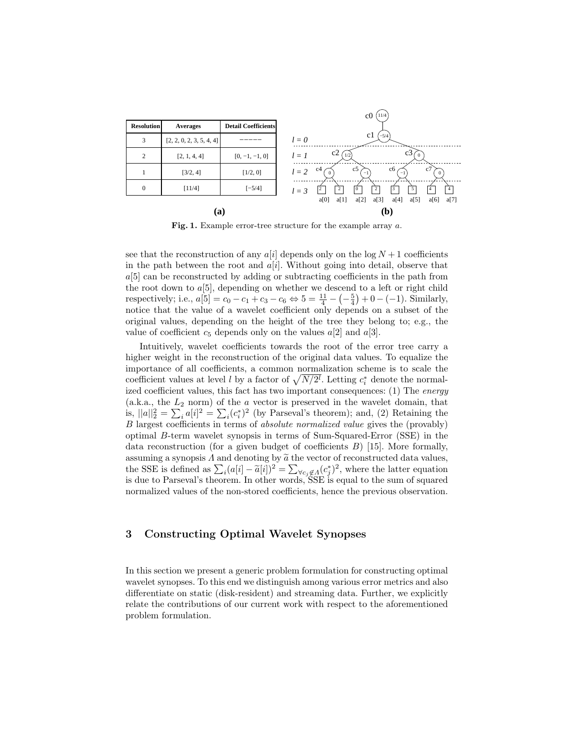| Resolution | Averages | Detail Coefficients |
| --- | --- | --- |
| 3 | [2, 2, 0, 2, 3, 5, 4, 4] | ----- |
| 2 | [2, 1, 4, 4] | [0, −1, −1, 0] |
| 1 | [3/2, 4] | [1/2, 0] |
| 0 | [11/4] | [−5/4] |

**(a)**

**(b)**

**Fig. 1.** Example error-tree structure for the example array $a$.

see that the reconstruction of any $a[i]$ depends only on the $\log N + 1$ coefficients in the path between the root and $a[i]$. Without going into detail, observe that $a[5]$ can be reconstructed by adding or subtracting coefficients in the path from the root down to $a[5]$, depending on whether we descend to a left or right child respectively; i.e., $a[5] = c_0 - c_1 + c_3 - c_6 \Leftrightarrow 5 = \frac{11}{4} - \left(-\frac{5}{4}\right) + 0 - (-1)$. Similarly, notice that the value of a wavelet coefficient only depends on a subset of the original values, depending on the height of the tree they belong to; e.g., the value of coefficient $c_5$ depends only on the values $a[2]$ and $a[3]$.

Intuitively, wavelet coefficients towards the root of the error tree carry a higher weight in the reconstruction of the original data values. To equalize the importance of all coefficients, a common normalization scheme is to scale the coefficient values at level $l$ by a factor of $\sqrt{N/2^l}$. Letting $c_i^*$ denote the normalized coefficient values, this fact has two important consequences: (1) The *energy* (a.k.a., the $L_2$ norm) of the $a$ vector is preserved in the wavelet domain, that is, $||a||_2^2 = \sum_i a[i]^2 = \sum_i (c_i^*)^2$ (by Parseval's theorem); and, (2) Retaining the $B$ largest coefficients in terms of *absolute normalized value* gives the (provably) optimal $B$-term wavelet synopsis in terms of Sum-Squared-Error (SSE) in the data reconstruction (for a given budget of coefficients $B$) [15]. More formally, assuming a synopsis $\Lambda$ and denoting by $\widetilde{a}$ the vector of reconstructed data values, the SSE is defined as $\sum_i (a[i] - \widetilde{a}[i])^2 = \sum_{\forall c_j \notin \Lambda} (c_j^*)^2$, where the latter equation is due to Parseval's theorem. In other words, SSE is equal to the sum of squared normalized values of the non-stored coefficients, hence the previous observation.

## 3 Constructing Optimal Wavelet Synopses

In this section we present a generic problem formulation for constructing optimal wavelet synopses. To this end we distinguish among various error metrics and also differentiate on static (disk-resident) and streaming data. Further, we explicitly relate the contributions of our current work with respect to the aforementioned problem formulation.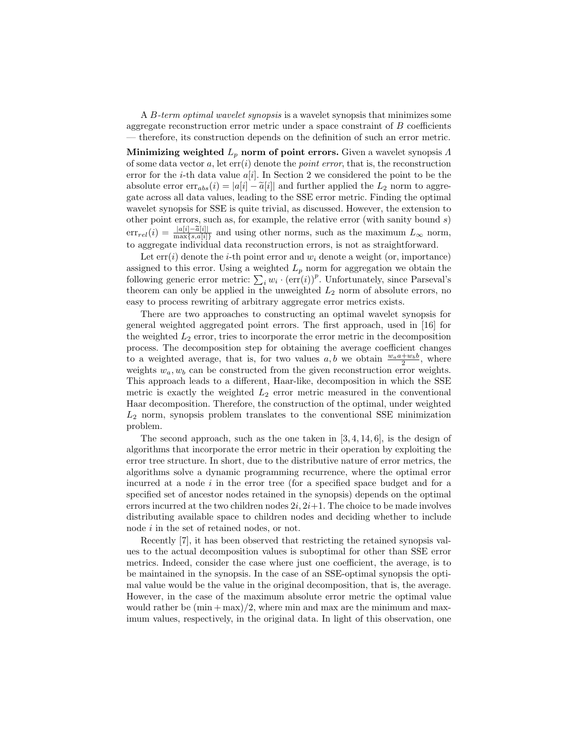A *B-term optimal wavelet synopsis* is a wavelet synopsis that minimizes some aggregate reconstruction error metric under a space constraint of $B$ coefficients — therefore, its construction depends on the definition of such an error metric.

**Minimizing weighted $L_p$ norm of point errors.** Given a wavelet synopsis $\Lambda$ of some data vector $a$, let $\text{err}(i)$ denote the *point error*, that is, the reconstruction error for the $i$-th data value $a[i]$. In Section 2 we considered the point to be the absolute error $\text{err}_{abs}(i) = |a[i] - \widetilde{a}[i]|$ and further applied the $L_2$ norm to aggregate across all data values, leading to the SSE error metric. Finding the optimal wavelet synopsis for SSE is quite trivial, as discussed. However, the extension to other point errors, such as, for example, the relative error (with sanity bound $s$) $\text{err}_{rel}(i) = \frac{|a[i] - \widetilde{a}[i]|}{\max\{s, a[i]\}}$ and using other norms, such as the maximum $L_\infty$ norm, to aggregate individual data reconstruction errors, is not as straightforward.

Let $\text{err}(i)$ denote the $i$-th point error and $w_i$ denote a weight (or, importance) assigned to this error. Using a weighted $L_p$ norm for aggregation we obtain the following generic error metric: $\sum_i w_i \cdot (\text{err}(i))^p$. Unfortunately, since Parseval's theorem can only be applied in the unweighted $L_2$ norm of absolute errors, no easy to process rewriting of arbitrary aggregate error metrics exists.

There are two approaches to constructing an optimal wavelet synopsis for general weighted aggregated point errors. The first approach, used in [16] for the weighted $L_2$ error, tries to incorporate the error metric in the decomposition process. The decomposition step for obtaining the average coefficient changes to a weighted average, that is, for two values $a, b$ we obtain $\frac{w_a a + w_b b}{2}$, where weights $w_a, w_b$ can be constructed from the given reconstruction error weights. This approach leads to a different, Haar-like, decomposition in which the SSE metric is exactly the weighted $L_2$ error metric measured in the conventional Haar decomposition. Therefore, the construction of the optimal, under weighted $L_2$ norm, synopsis problem translates to the conventional SSE minimization problem.

The second approach, such as the one taken in [3, 4, 14, 6], is the design of algorithms that incorporate the error metric in their operation by exploiting the error tree structure. In short, due to the distributive nature of error metrics, the algorithms solve a dynamic programming recurrence, where the optimal error incurred at a node $i$ in the error tree (for a specified space budget and for a specified set of ancestor nodes retained in the synopsis) depends on the optimal errors incurred at the two children nodes $2i, 2i{+}1$. The choice to be made involves distributing available space to children nodes and deciding whether to include node $i$ in the set of retained nodes, or not.

Recently [7], it has been observed that restricting the retained synopsis values to the actual decomposition values is suboptimal for other than SSE error metrics. Indeed, consider the case where just one coefficient, the average, is to be maintained in the synopsis. In the case of an SSE-optimal synopsis the optimal value would be the value in the original decomposition, that is, the average. However, in the case of the maximum absolute error metric the optimal value would rather be $(\min + \max)/2$, where min and max are the minimum and maximum values, respectively, in the original data. In light of this observation, one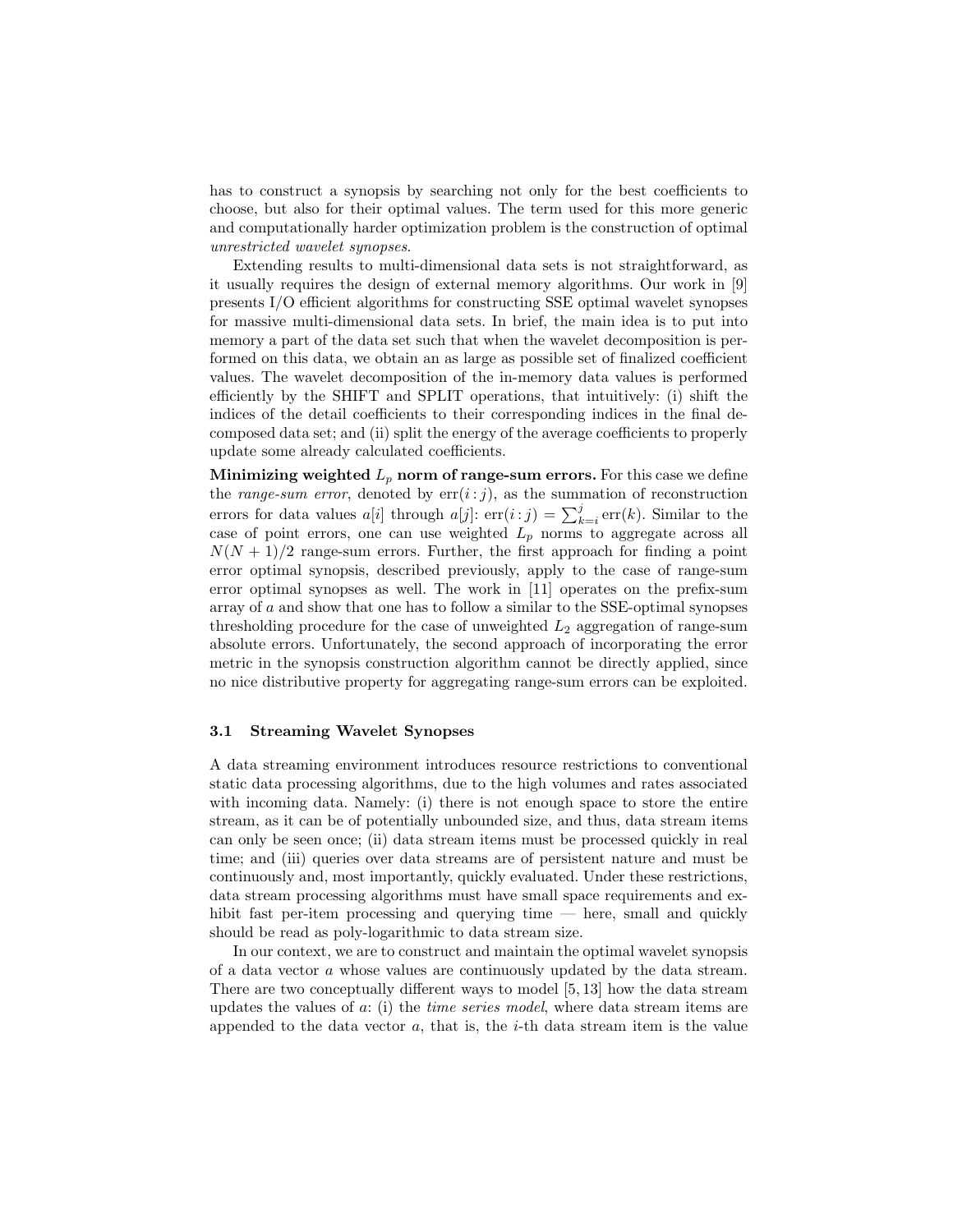has to construct a synopsis by searching not only for the best coefficients to choose, but also for their optimal values. The term used for this more generic and computationally harder optimization problem is the construction of optimal *unrestricted wavelet synopses*.

Extending results to multi-dimensional data sets is not straightforward, as it usually requires the design of external memory algorithms. Our work in [9] presents I/O efficient algorithms for constructing SSE optimal wavelet synopses for massive multi-dimensional data sets. In brief, the main idea is to put into memory a part of the data set such that when the wavelet decomposition is performed on this data, we obtain an as large as possible set of finalized coefficient values. The wavelet decomposition of the in-memory data values is performed efficiently by the SHIFT and SPLIT operations, that intuitively: (i) shift the indices of the detail coefficients to their corresponding indices in the final decomposed data set; and (ii) split the energy of the average coefficients to properly update some already calculated coefficients.

**Minimizing weighted $L_p$ norm of range-sum errors.** For this case we define the *range-sum error*, denoted by $\text{err}(i:j)$, as the summation of reconstruction errors for data values $a[i]$ through $a[j]$: $\text{err}(i:j) = \sum_{k=i}^{j} \text{err}(k)$. Similar to the case of point errors, one can use weighted $L_p$ norms to aggregate across all $N(N+1)/2$ range-sum errors. Further, the first approach for finding a point error optimal synopsis, described previously, apply to the case of range-sum error optimal synopses as well. The work in [11] operates on the prefix-sum array of $a$ and show that one has to follow a similar to the SSE-optimal synopses thresholding procedure for the case of unweighted $L_2$ aggregation of range-sum absolute errors. Unfortunately, the second approach of incorporating the error metric in the synopsis construction algorithm cannot be directly applied, since no nice distributive property for aggregating range-sum errors can be exploited.

### 3.1 Streaming Wavelet Synopses

A data streaming environment introduces resource restrictions to conventional static data processing algorithms, due to the high volumes and rates associated with incoming data. Namely: (i) there is not enough space to store the entire stream, as it can be of potentially unbounded size, and thus, data stream items can only be seen once; (ii) data stream items must be processed quickly in real time; and (iii) queries over data streams are of persistent nature and must be continuously and, most importantly, quickly evaluated. Under these restrictions, data stream processing algorithms must have small space requirements and exhibit fast per-item processing and querying time — here, small and quickly should be read as poly-logarithmic to data stream size.

In our context, we are to construct and maintain the optimal wavelet synopsis of a data vector $a$ whose values are continuously updated by the data stream. There are two conceptually different ways to model [5, 13] how the data stream updates the values of $a$: (i) the *time series model*, where data stream items are appended to the data vector $a$, that is, the $i$-th data stream item is the value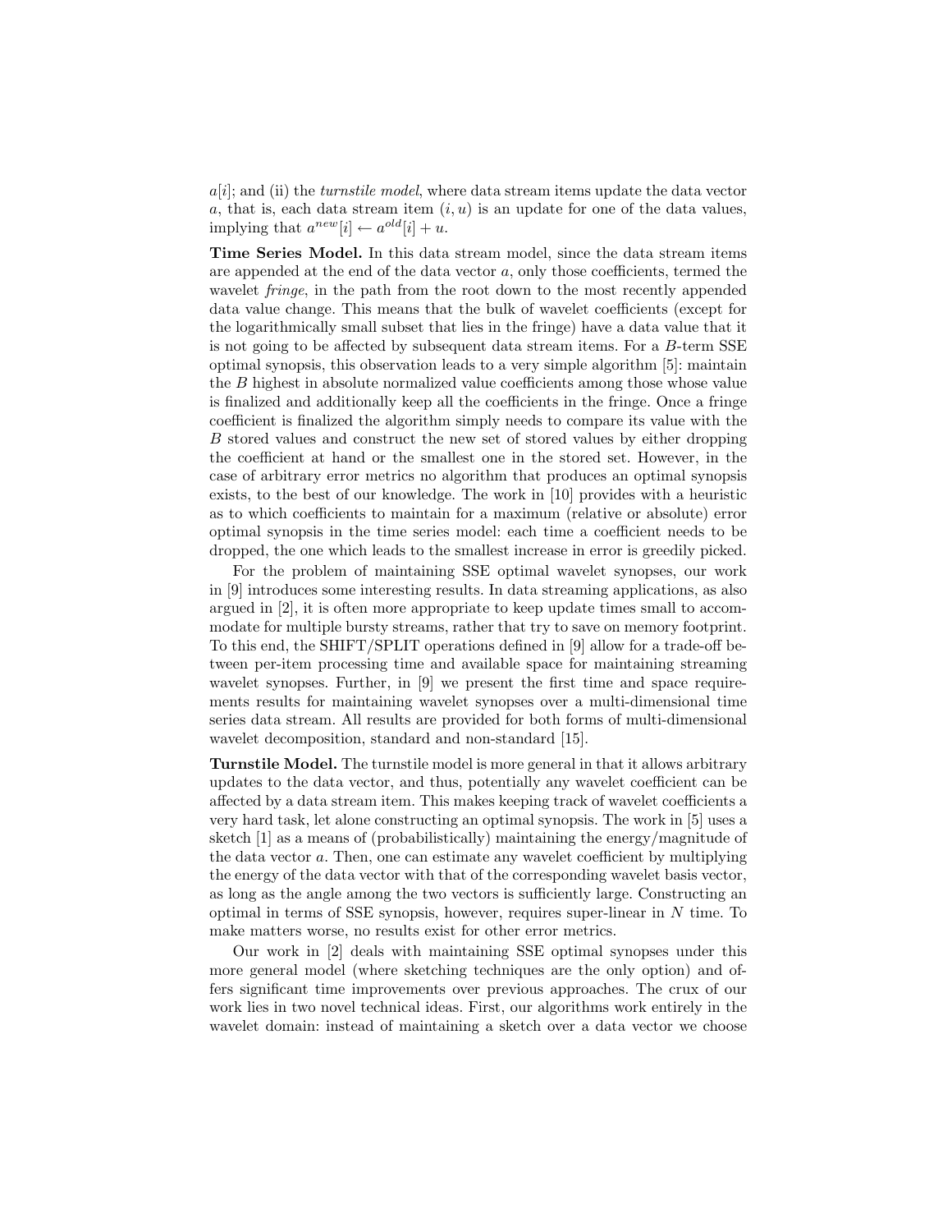$a[i]$; and (ii) the *turnstile model*, where data stream items update the data vector $a$, that is, each data stream item $(i, u)$ is an update for one of the data values, implying that $a^{new}[i] \leftarrow a^{old}[i] + u$.

**Time Series Model.** In this data stream model, since the data stream items are appended at the end of the data vector $a$, only those coefficients, termed the wavelet *fringe*, in the path from the root down to the most recently appended data value change. This means that the bulk of wavelet coefficients (except for the logarithmically small subset that lies in the fringe) have a data value that it is not going to be affected by subsequent data stream items. For a $B$-term SSE optimal synopsis, this observation leads to a very simple algorithm [5]: maintain the $B$ highest in absolute normalized value coefficients among those whose value is finalized and additionally keep all the coefficients in the fringe. Once a fringe coefficient is finalized the algorithm simply needs to compare its value with the $B$ stored values and construct the new set of stored values by either dropping the coefficient at hand or the smallest one in the stored set. However, in the case of arbitrary error metrics no algorithm that produces an optimal synopsis exists, to the best of our knowledge. The work in [10] provides with a heuristic as to which coefficients to maintain for a maximum (relative or absolute) error optimal synopsis in the time series model: each time a coefficient needs to be dropped, the one which leads to the smallest increase in error is greedily picked.

For the problem of maintaining SSE optimal wavelet synopses, our work in [9] introduces some interesting results. In data streaming applications, as also argued in [2], it is often more appropriate to keep update times small to accommodate for multiple bursty streams, rather that try to save on memory footprint. To this end, the SHIFT/SPLIT operations defined in [9] allow for a trade-off between per-item processing time and available space for maintaining streaming wavelet synopses. Further, in [9] we present the first time and space requirements results for maintaining wavelet synopses over a multi-dimensional time series data stream. All results are provided for both forms of multi-dimensional wavelet decomposition, standard and non-standard [15].

**Turnstile Model.** The turnstile model is more general in that it allows arbitrary updates to the data vector, and thus, potentially any wavelet coefficient can be affected by a data stream item. This makes keeping track of wavelet coefficients a very hard task, let alone constructing an optimal synopsis. The work in [5] uses a sketch [1] as a means of (probabilistically) maintaining the energy/magnitude of the data vector $a$. Then, one can estimate any wavelet coefficient by multiplying the energy of the data vector with that of the corresponding wavelet basis vector, as long as the angle among the two vectors is sufficiently large. Constructing an optimal in terms of SSE synopsis, however, requires super-linear in $N$ time. To make matters worse, no results exist for other error metrics.

Our work in [2] deals with maintaining SSE optimal synopses under this more general model (where sketching techniques are the only option) and offers significant time improvements over previous approaches. The crux of our work lies in two novel technical ideas. First, our algorithms work entirely in the wavelet domain: instead of maintaining a sketch over a data vector we choose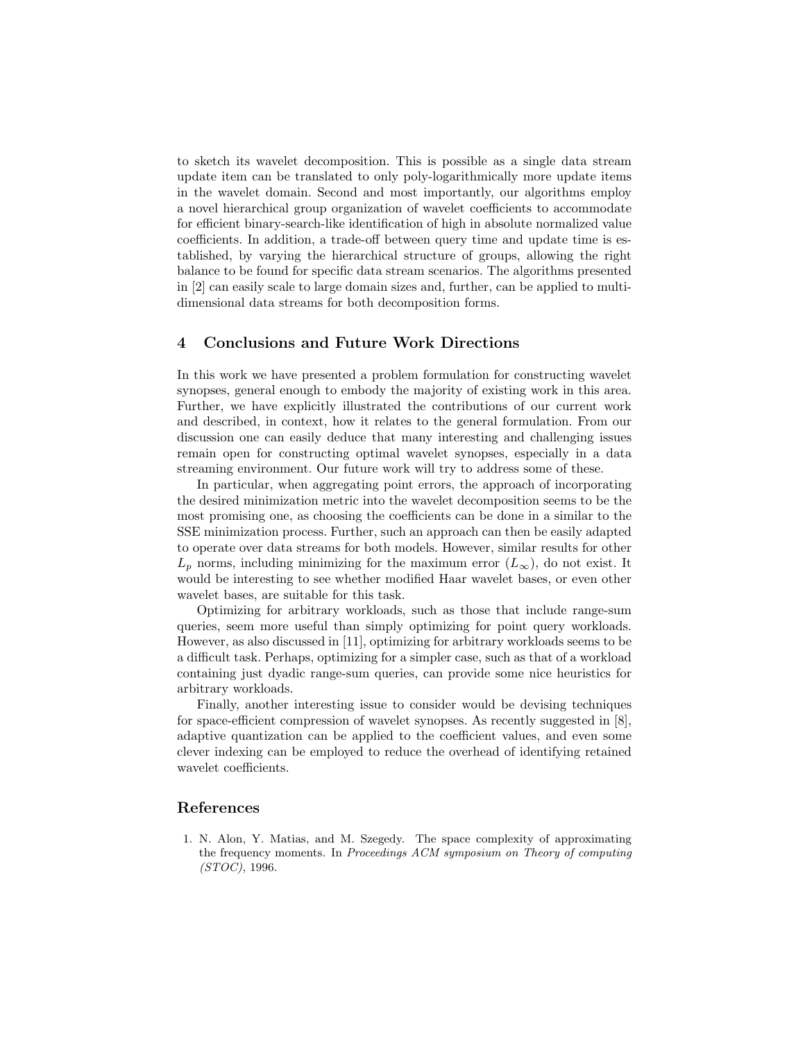to sketch its wavelet decomposition. This is possible as a single data stream update item can be translated to only poly-logarithmically more update items in the wavelet domain. Second and most importantly, our algorithms employ a novel hierarchical group organization of wavelet coefficients to accommodate for efficient binary-search-like identification of high in absolute normalized value coefficients. In addition, a trade-off between query time and update time is established, by varying the hierarchical structure of groups, allowing the right balance to be found for specific data stream scenarios. The algorithms presented in [2] can easily scale to large domain sizes and, further, can be applied to multi-dimensional data streams for both decomposition forms.

## 4 Conclusions and Future Work Directions

In this work we have presented a problem formulation for constructing wavelet synopses, general enough to embody the majority of existing work in this area. Further, we have explicitly illustrated the contributions of our current work and described, in context, how it relates to the general formulation. From our discussion one can easily deduce that many interesting and challenging issues remain open for constructing optimal wavelet synopses, especially in a data streaming environment. Our future work will try to address some of these.

In particular, when aggregating point errors, the approach of incorporating the desired minimization metric into the wavelet decomposition seems to be the most promising one, as choosing the coefficients can be done in a similar to the SSE minimization process. Further, such an approach can then be easily adapted to operate over data streams for both models. However, similar results for other $L_p$ norms, including minimizing for the maximum error ($L_\infty$), do not exist. It would be interesting to see whether modified Haar wavelet bases, or even other wavelet bases, are suitable for this task.

Optimizing for arbitrary workloads, such as those that include range-sum queries, seem more useful than simply optimizing for point query workloads. However, as also discussed in [11], optimizing for arbitrary workloads seems to be a difficult task. Perhaps, optimizing for a simpler case, such as that of a workload containing just dyadic range-sum queries, can provide some nice heuristics for arbitrary workloads.

Finally, another interesting issue to consider would be devising techniques for space-efficient compression of wavelet synopses. As recently suggested in [8], adaptive quantization can be applied to the coefficient values, and even some clever indexing can be employed to reduce the overhead of identifying retained wavelet coefficients.

## References

1. N. Alon, Y. Matias, and M. Szegedy. The space complexity of approximating the frequency moments. In *Proceedings ACM symposium on Theory of computing (STOC)*, 1996.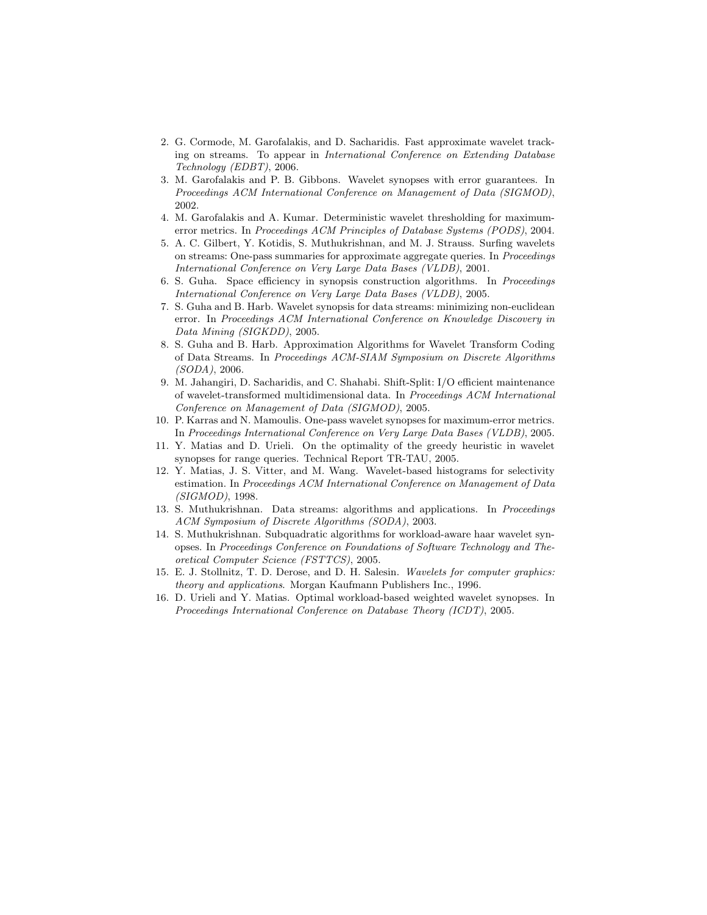2. G. Cormode, M. Garofalakis, and D. Sacharidis. Fast approximate wavelet tracking on streams. To appear in *International Conference on Extending Database Technology (EDBT)*, 2006.
3. M. Garofalakis and P. B. Gibbons. Wavelet synopses with error guarantees. In *Proceedings ACM International Conference on Management of Data (SIGMOD)*, 2002.
4. M. Garofalakis and A. Kumar. Deterministic wavelet thresholding for maximum-error metrics. In *Proceedings ACM Principles of Database Systems (PODS)*, 2004.
5. A. C. Gilbert, Y. Kotidis, S. Muthukrishnan, and M. J. Strauss. Surfing wavelets on streams: One-pass summaries for approximate aggregate queries. In *Proceedings International Conference on Very Large Data Bases (VLDB)*, 2001.
6. S. Guha. Space efficiency in synopsis construction algorithms. In *Proceedings International Conference on Very Large Data Bases (VLDB)*, 2005.
7. S. Guha and B. Harb. Wavelet synopsis for data streams: minimizing non-euclidean error. In *Proceedings ACM International Conference on Knowledge Discovery in Data Mining (SIGKDD)*, 2005.
8. S. Guha and B. Harb. Approximation Algorithms for Wavelet Transform Coding of Data Streams. In *Proceedings ACM-SIAM Symposium on Discrete Algorithms (SODA)*, 2006.
9. M. Jahangiri, D. Sacharidis, and C. Shahabi. Shift-Split: I/O efficient maintenance of wavelet-transformed multidimensional data. In *Proceedings ACM International Conference on Management of Data (SIGMOD)*, 2005.
10. P. Karras and N. Mamoulis. One-pass wavelet synopses for maximum-error metrics. In *Proceedings International Conference on Very Large Data Bases (VLDB)*, 2005.
11. Y. Matias and D. Urieli. On the optimality of the greedy heuristic in wavelet synopses for range queries. Technical Report TR-TAU, 2005.
12. Y. Matias, J. S. Vitter, and M. Wang. Wavelet-based histograms for selectivity estimation. In *Proceedings ACM International Conference on Management of Data (SIGMOD)*, 1998.
13. S. Muthukrishnan. Data streams: algorithms and applications. In *Proceedings ACM Symposium of Discrete Algorithms (SODA)*, 2003.
14. S. Muthukrishnan. Subquadratic algorithms for workload-aware haar wavelet synopses. In *Proceedings Conference on Foundations of Software Technology and Theoretical Computer Science (FSTTCS)*, 2005.
15. E. J. Stollnitz, T. D. Derose, and D. H. Salesin. *Wavelets for computer graphics: theory and applications*. Morgan Kaufmann Publishers Inc., 1996.
16. D. Urieli and Y. Matias. Optimal workload-based weighted wavelet synopses. In *Proceedings International Conference on Database Theory (ICDT)*, 2005.